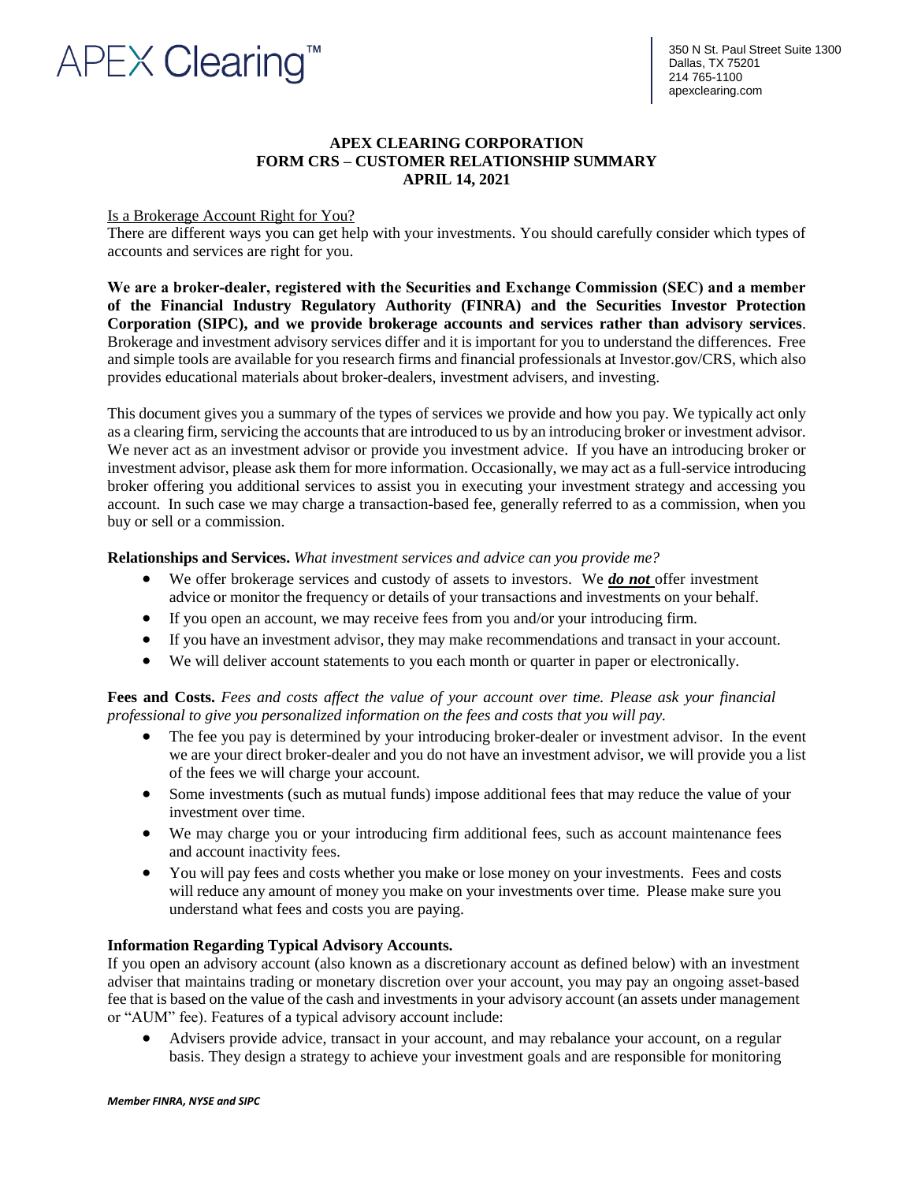APEX Clearing™

350 N St. Paul Street Suite 1300
Dallas, TX 75201
214 765-1100
apexclearing.com

# APEX CLEARING CORPORATION
## FORM CRS – CUSTOMER RELATIONSHIP SUMMARY
### APRIL 14, 2021

Is a Brokerage Account Right for You?
There are different ways you can get help with your investments. You should carefully consider which types of accounts and services are right for you.

**We are a broker-dealer, registered with the Securities and Exchange Commission (SEC) and a member of the Financial Industry Regulatory Authority (FINRA) and the Securities Investor Protection Corporation (SIPC), and we provide brokerage accounts and services rather than advisory services**. Brokerage and investment advisory services differ and it is important for you to understand the differences. Free and simple tools are available for you research firms and financial professionals at Investor.gov/CRS, which also provides educational materials about broker-dealers, investment advisers, and investing.

This document gives you a summary of the types of services we provide and how you pay. We typically act only as a clearing firm, servicing the accounts that are introduced to us by an introducing broker or investment advisor. We never act as an investment advisor or provide you investment advice. If you have an introducing broker or investment advisor, please ask them for more information. Occasionally, we may act as a full-service introducing broker offering you additional services to assist you in executing your investment strategy and accessing you account. In such case we may charge a transaction-based fee, generally referred to as a commission, when you buy or sell or a commission.

**Relationships and Services.** *What investment services and advice can you provide me?*

- We offer brokerage services and custody of assets to investors. We ***do not*** offer investment advice or monitor the frequency or details of your transactions and investments on your behalf.
- If you open an account, we may receive fees from you and/or your introducing firm.
- If you have an investment advisor, they may make recommendations and transact in your account.
- We will deliver account statements to you each month or quarter in paper or electronically.

**Fees and Costs.** *Fees and costs affect the value of your account over time. Please ask your financial professional to give you personalized information on the fees and costs that you will pay.*

- The fee you pay is determined by your introducing broker-dealer or investment advisor. In the event we are your direct broker-dealer and you do not have an investment advisor, we will provide you a list of the fees we will charge your account.
- Some investments (such as mutual funds) impose additional fees that may reduce the value of your investment over time.
- We may charge you or your introducing firm additional fees, such as account maintenance fees and account inactivity fees.
- You will pay fees and costs whether you make or lose money on your investments. Fees and costs will reduce any amount of money you make on your investments over time. Please make sure you understand what fees and costs you are paying.

**Information Regarding Typical Advisory Accounts.**
If you open an advisory account (also known as a discretionary account as defined below) with an investment adviser that maintains trading or monetary discretion over your account, you may pay an ongoing asset-based fee that is based on the value of the cash and investments in your advisory account (an assets under management or "AUM" fee). Features of a typical advisory account include:

- Advisers provide advice, transact in your account, and may rebalance your account, on a regular basis. They design a strategy to achieve your investment goals and are responsible for monitoring

*Member FINRA, NYSE and SIPC*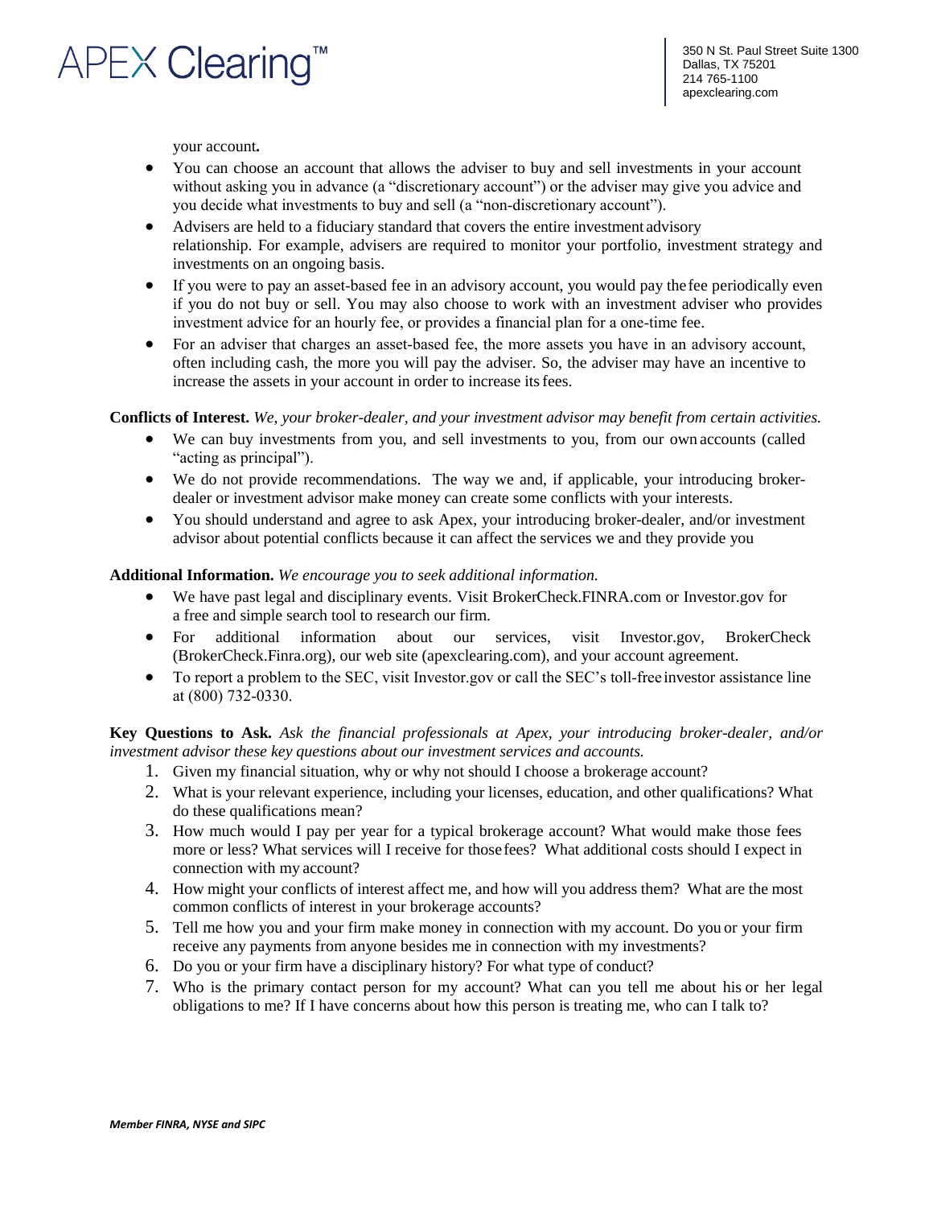your account**.**

- You can choose an account that allows the adviser to buy and sell investments in your account without asking you in advance (a "discretionary account") or the adviser may give you advice and you decide what investments to buy and sell (a "non-discretionary account").
- Advisers are held to a fiduciary standard that covers the entire investment advisory relationship. For example, advisers are required to monitor your portfolio, investment strategy and investments on an ongoing basis.
- If you were to pay an asset-based fee in an advisory account, you would pay the fee periodically even if you do not buy or sell. You may also choose to work with an investment adviser who provides investment advice for an hourly fee, or provides a financial plan for a one-time fee.
- For an adviser that charges an asset-based fee, the more assets you have in an advisory account, often including cash, the more you will pay the adviser. So, the adviser may have an incentive to increase the assets in your account in order to increase its fees.

**Conflicts of Interest.** *We, your broker-dealer, and your investment advisor may benefit from certain activities.*

- We can buy investments from you, and sell investments to you, from our own accounts (called "acting as principal").
- We do not provide recommendations. The way we and, if applicable, your introducing broker-dealer or investment advisor make money can create some conflicts with your interests.
- You should understand and agree to ask Apex, your introducing broker-dealer, and/or investment advisor about potential conflicts because it can affect the services we and they provide you

**Additional Information.** *We encourage you to seek additional information.*

- We have past legal and disciplinary events. Visit BrokerCheck.FINRA.com or Investor.gov for a free and simple search tool to research our firm.
- For additional information about our services, visit Investor.gov, BrokerCheck (BrokerCheck.Finra.org), our web site (apexclearing.com), and your account agreement.
- To report a problem to the SEC, visit Investor.gov or call the SEC's toll-free investor assistance line at (800) 732-0330.

**Key Questions to Ask.** *Ask the financial professionals at Apex, your introducing broker-dealer, and/or investment advisor these key questions about our investment services and accounts.*

1. Given my financial situation, why or why not should I choose a brokerage account?
2. What is your relevant experience, including your licenses, education, and other qualifications? What do these qualifications mean?
3. How much would I pay per year for a typical brokerage account? What would make those fees more or less? What services will I receive for those fees? What additional costs should I expect in connection with my account?
4. How might your conflicts of interest affect me, and how will you address them? What are the most common conflicts of interest in your brokerage accounts?
5. Tell me how you and your firm make money in connection with my account. Do you or your firm receive any payments from anyone besides me in connection with my investments?
6. Do you or your firm have a disciplinary history? For what type of conduct?
7. Who is the primary contact person for my account? What can you tell me about his or her legal obligations to me? If I have concerns about how this person is treating me, who can I talk to?